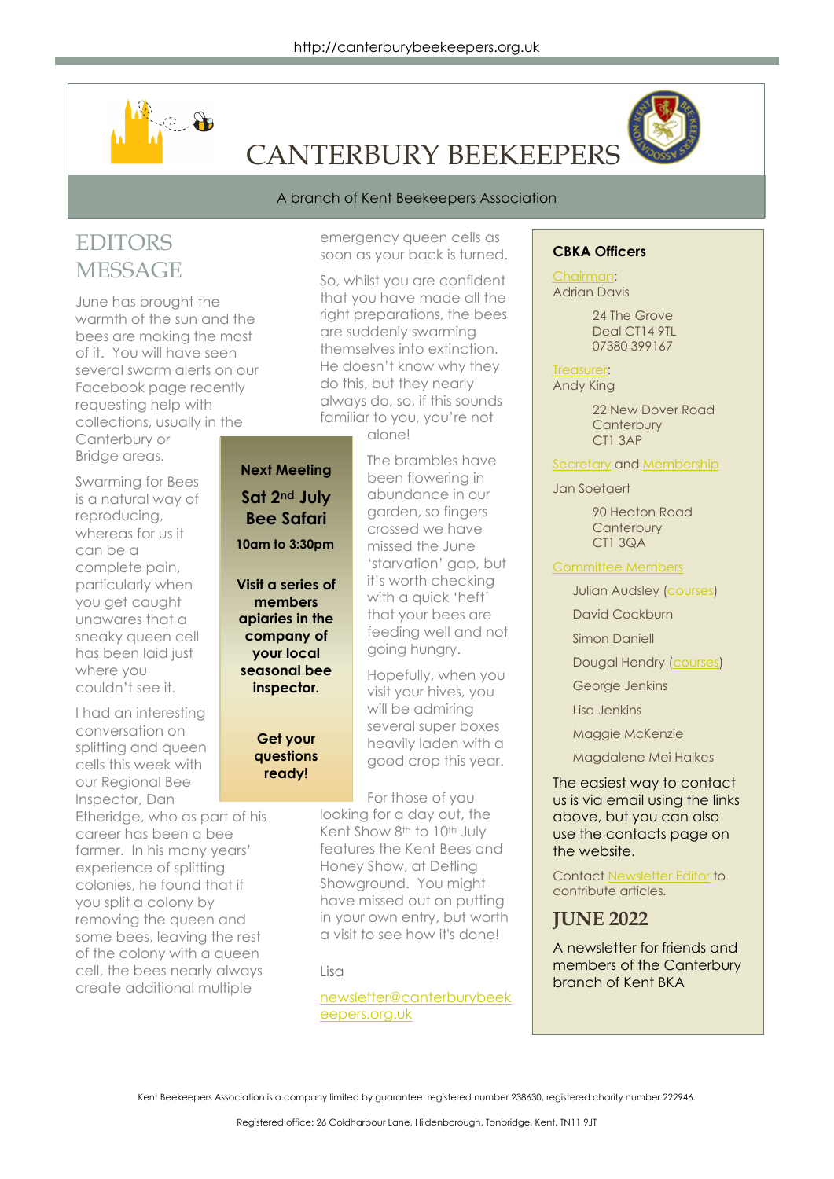http://canterburybeekeepers.org.uk

# CANTERBURY BEEKEEPERS

A branch of Kent Beekeepers Association

## EDITORS MESSAGE

June has brought the warmth of the sun and the bees are making the most of it. You will have seen several swarm alerts on our Facebook page recently requesting help with collections, usually in the Canterbury or Bridge areas.

Swarming for Bees is a natural way of reproducing, whereas for us it can be a complete pain, particularly when you get caught unawares that a sneaky queen cell has been laid just where you couldn't see it.

I had an interesting conversation on splitting and queen cells this week with our Regional Bee Inspector, Dan Etheridge, who as part of his career has been a bee farmer. In his many years' experience of splitting colonies, he found that if you split a colony by removing the queen and some bees, leaving the rest of the colony with a queen cell, the bees nearly always create additional multiple emergency queen cells as soon as your back is turned.

So, whilst you are confident that you have made all the right preparations, the bees are suddenly swarming themselves into extinction. He doesn't know why they do this, but they nearly always do, so, if this sounds familiar to you, you're not alone!

The brambles have been flowering in abundance in our garden, so fingers crossed we have missed the June 'starvation' gap, but it's worth checking with a quick 'heft' that your bees are feeding well and not going hungry.

Hopefully, when you visit your hives, you will be admiring several super boxes heavily laden with a good crop this year.

For those of you looking for a day out, the Kent Show 8th to 10th July features the Kent Bees and Honey Show, at Detling Showground. You might have missed out on putting in your own entry, but worth a visit to see how it's done!

Lisa

newsletter@canterburybeekeepers.org.uk

**Next Meeting**

**Sat 2nd July**
**Bee Safari**

**10am to 3:30pm**

**Visit a series of members apiaries in the company of your local seasonal bee inspector.**

**Get your questions ready!**

**CBKA Officers**

Chairman:
Adrian Davis

24 The Grove
Deal CT14 9TL
07380 399167

Treasurer:
Andy King

22 New Dover Road
Canterbury
CT1 3AP

Secretary and Membership

Jan Soetaert

90 Heaton Road
Canterbury
CT1 3QA

Committee Members

- Julian Audsley (courses)
- David Cockburn
- Simon Daniell
- Dougal Hendry (courses)
- George Jenkins
- Lisa Jenkins
- Maggie McKenzie
- Magdalene Mei Halkes

The easiest way to contact us is via email using the links above, but you can also use the contacts page on the website.

Contact Newsletter Editor to contribute articles.

## JUNE 2022

A newsletter for friends and members of the Canterbury branch of Kent BKA

Kent Beekeepers Association is a company limited by guarantee. registered number 238630, registered charity number 222946.

Registered office: 26 Coldharbour Lane, Hildenborough, Tonbridge, Kent, TN11 9JT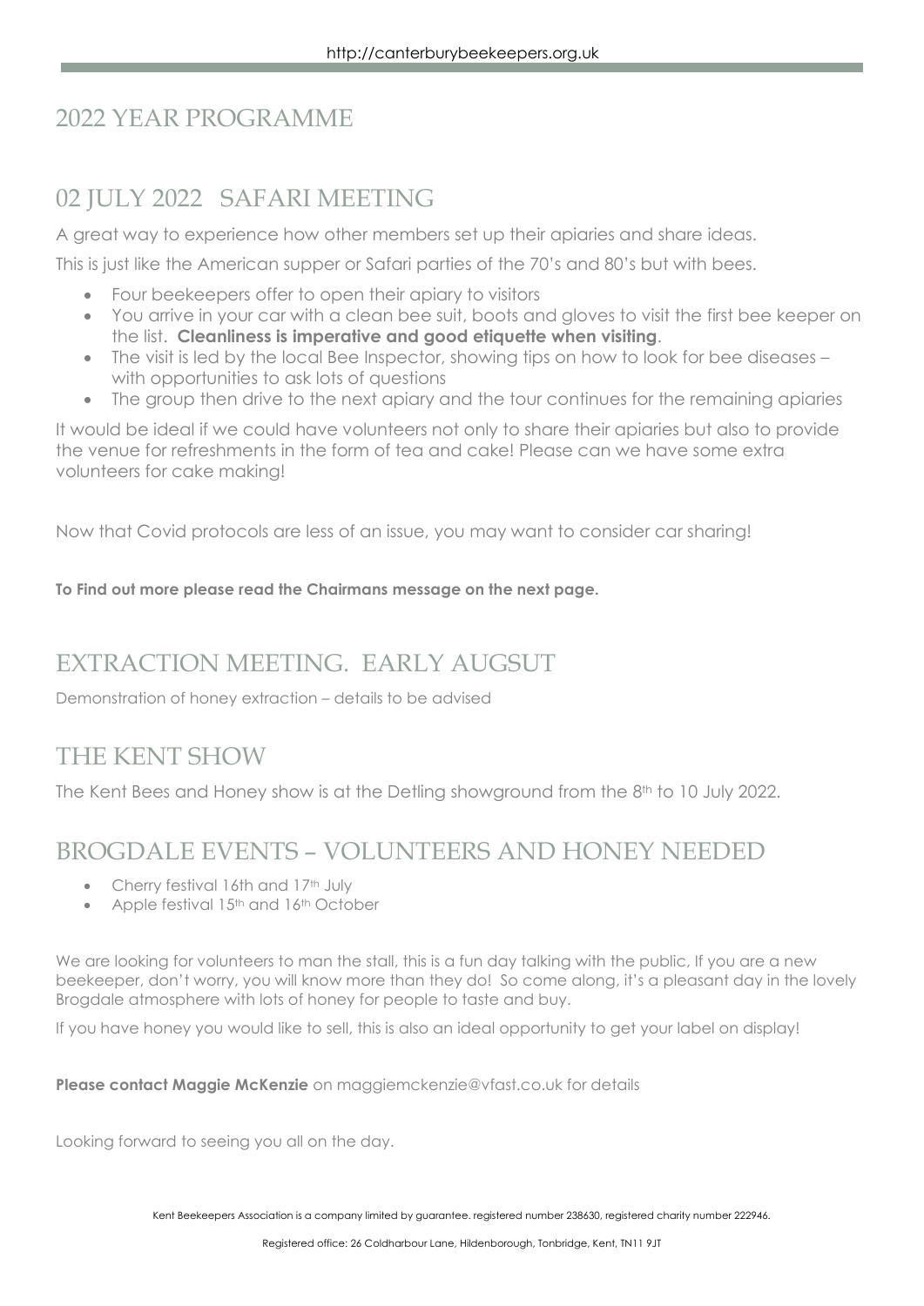# 2022 YEAR PROGRAMME

## 02 JULY 2022 SAFARI MEETING

A great way to experience how other members set up their apiaries and share ideas.

This is just like the American supper or Safari parties of the 70's and 80's but with bees.

- Four beekeepers offer to open their apiary to visitors
- You arrive in your car with a clean bee suit, boots and gloves to visit the first bee keeper on the list. **Cleanliness is imperative and good etiquette when visiting**.
- The visit is led by the local Bee Inspector, showing tips on how to look for bee diseases – with opportunities to ask lots of questions
- The group then drive to the next apiary and the tour continues for the remaining apiaries

It would be ideal if we could have volunteers not only to share their apiaries but also to provide the venue for refreshments in the form of tea and cake! Please can we have some extra volunteers for cake making!

Now that Covid protocols are less of an issue, you may want to consider car sharing!

**To Find out more please read the Chairmans message on the next page.**

## EXTRACTION MEETING. EARLY AUGSUT

Demonstration of honey extraction – details to be advised

## THE KENT SHOW

The Kent Bees and Honey show is at the Detling showground from the 8th to 10 July 2022.

## BROGDALE EVENTS – VOLUNTEERS AND HONEY NEEDED

- Cherry festival 16th and 17th July
- Apple festival 15th and 16th October

We are looking for volunteers to man the stall, this is a fun day talking with the public, If you are a new beekeeper, don't worry, you will know more than they do! So come along, it's a pleasant day in the lovely Brogdale atmosphere with lots of honey for people to taste and buy.

If you have honey you would like to sell, this is also an ideal opportunity to get your label on display!

**Please contact Maggie McKenzie** on maggiemckenzie@vfast.co.uk for details

Looking forward to seeing you all on the day.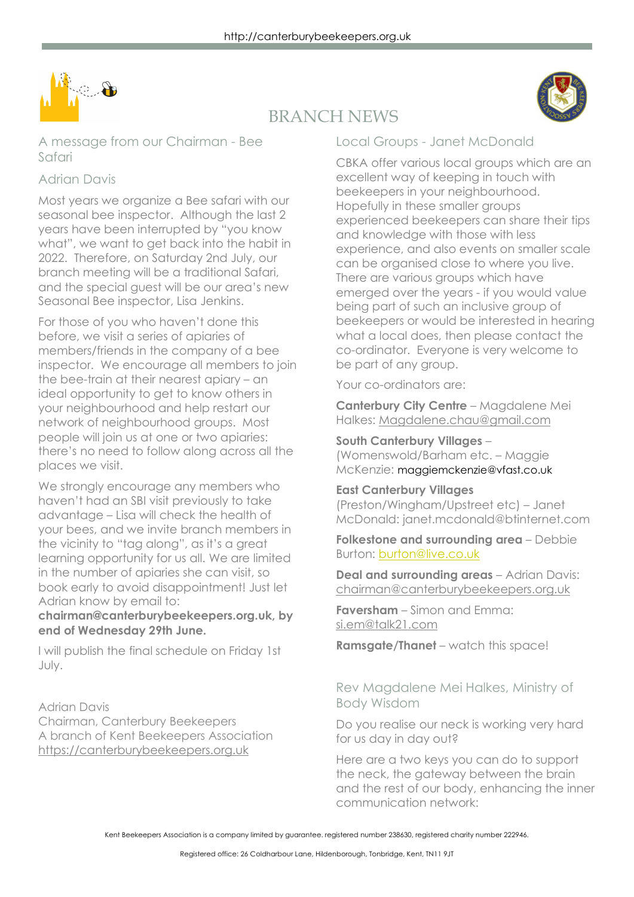# BRANCH NEWS

## A message from our Chairman - Bee Safari

### Adrian Davis

Most years we organize a Bee safari with our seasonal bee inspector. Although the last 2 years have been interrupted by "you know what", we want to get back into the habit in 2022. Therefore, on Saturday 2nd July, our branch meeting will be a traditional Safari, and the special guest will be our area's new Seasonal Bee inspector, Lisa Jenkins.

For those of you who haven't done this before, we visit a series of apiaries of members/friends in the company of a bee inspector. We encourage all members to join the bee-train at their nearest apiary – an ideal opportunity to get to know others in your neighbourhood and help restart our network of neighbourhood groups. Most people will join us at one or two apiaries: there's no need to follow along across all the places we visit.

We strongly encourage any members who haven't had an SBI visit previously to take advantage – Lisa will check the health of your bees, and we invite branch members in the vicinity to "tag along", as it's a great learning opportunity for us all. We are limited in the number of apiaries she can visit, so book early to avoid disappointment! Just let Adrian know by email to: **chairman@canterburybeekeepers.org.uk, by end of Wednesday 29th June.**

I will publish the final schedule on Friday 1st July.

Adrian Davis
Chairman, Canterbury Beekeepers
A branch of Kent Beekeepers Association
https://canterburybeekeepers.org.uk

## Local Groups - Janet McDonald

CBKA offer various local groups which are an excellent way of keeping in touch with beekeepers in your neighbourhood. Hopefully in these smaller groups experienced beekeepers can share their tips and knowledge with those with less experience, and also events on smaller scale can be organised close to where you live. There are various groups which have emerged over the years - if you would value being part of such an inclusive group of beekeepers or would be interested in hearing what a local does, then please contact the co-ordinator. Everyone is very welcome to be part of any group.

Your co-ordinators are:

**Canterbury City Centre** – Magdalene Mei Halkes: Magdalene.chau@gmail.com

**South Canterbury Villages** – (Womenswold/Barham etc. – Maggie McKenzie: maggiemckenzie@vfast.co.uk

**East Canterbury Villages** (Preston/Wingham/Upstreet etc) – Janet McDonald: janet.mcdonald@btinternet.com

**Folkestone and surrounding area** – Debbie Burton: burton@live.co.uk

**Deal and surrounding areas** – Adrian Davis: chairman@canterburybeekeepers.org.uk

**Faversham** – Simon and Emma: si.em@talk21.com

**Ramsgate/Thanet** – watch this space!

## Rev Magdalene Mei Halkes, Ministry of Body Wisdom

Do you realise our neck is working very hard for us day in day out?

Here are a two keys you can do to support the neck, the gateway between the brain and the rest of our body, enhancing the inner communication network: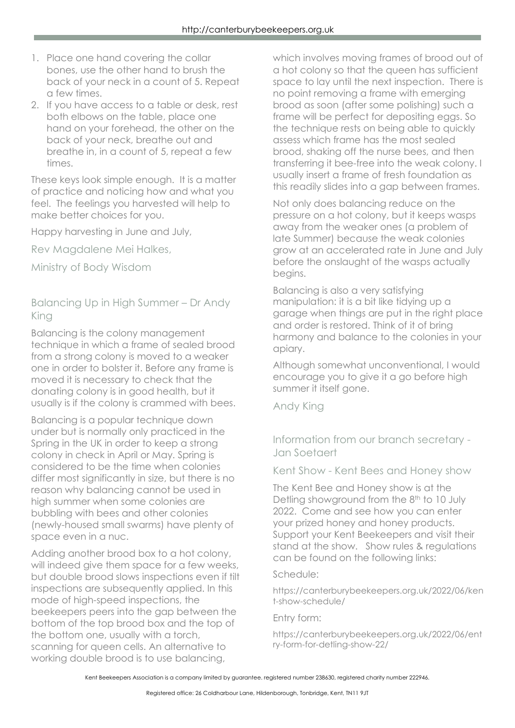1. Place one hand covering the collar bones, use the other hand to brush the back of your neck in a count of 5. Repeat a few times.
2. If you have access to a table or desk, rest both elbows on the table, place one hand on your forehead, the other on the back of your neck, breathe out and breathe in, in a count of 5, repeat a few times.

These keys look simple enough. It is a matter of practice and noticing how and what you feel. The feelings you harvested will help to make better choices for you.

Happy harvesting in June and July,

Rev Magdalene Mei Halkes,

Ministry of Body Wisdom

## Balancing Up in High Summer – Dr Andy King

Balancing is the colony management technique in which a frame of sealed brood from a strong colony is moved to a weaker one in order to bolster it. Before any frame is moved it is necessary to check that the donating colony is in good health, but it usually is if the colony is crammed with bees.

Balancing is a popular technique down under but is normally only practiced in the Spring in the UK in order to keep a strong colony in check in April or May. Spring is considered to be the time when colonies differ most significantly in size, but there is no reason why balancing cannot be used in high summer when some colonies are bubbling with bees and other colonies (newly-housed small swarms) have plenty of space even in a nuc.

Adding another brood box to a hot colony, will indeed give them space for a few weeks, but double brood slows inspections even if tilt inspections are subsequently applied. In this mode of high-speed inspections, the beekeepers peers into the gap between the bottom of the top brood box and the top of the bottom one, usually with a torch, scanning for queen cells. An alternative to working double brood is to use balancing, which involves moving frames of brood out of a hot colony so that the queen has sufficient space to lay until the next inspection. There is no point removing a frame with emerging brood as soon (after some polishing) such a frame will be perfect for depositing eggs. So the technique rests on being able to quickly assess which frame has the most sealed brood, shaking off the nurse bees, and then transferring it bee-free into the weak colony. I usually insert a frame of fresh foundation as this readily slides into a gap between frames.

Not only does balancing reduce on the pressure on a hot colony, but it keeps wasps away from the weaker ones (a problem of late Summer) because the weak colonies grow at an accelerated rate in June and July before the onslaught of the wasps actually begins.

Balancing is also a very satisfying manipulation: it is a bit like tidying up a garage when things are put in the right place and order is restored. Think of it of bring harmony and balance to the colonies in your apiary.

Although somewhat unconventional, I would encourage you to give it a go before high summer it itself gone.

Andy King

## Information from our branch secretary - Jan Soetaert

### Kent Show - Kent Bees and Honey show

The Kent Bee and Honey show is at the Detling showground from the 8th to 10 July 2022. Come and see how you can enter your prized honey and honey products. Support your Kent Beekeepers and visit their stand at the show. Show rules & regulations can be found on the following links:

Schedule:

https://canterburybeekeepers.org.uk/2022/06/kent-show-schedule/

Entry form:

https://canterburybeekeepers.org.uk/2022/06/entry-form-for-detling-show-22/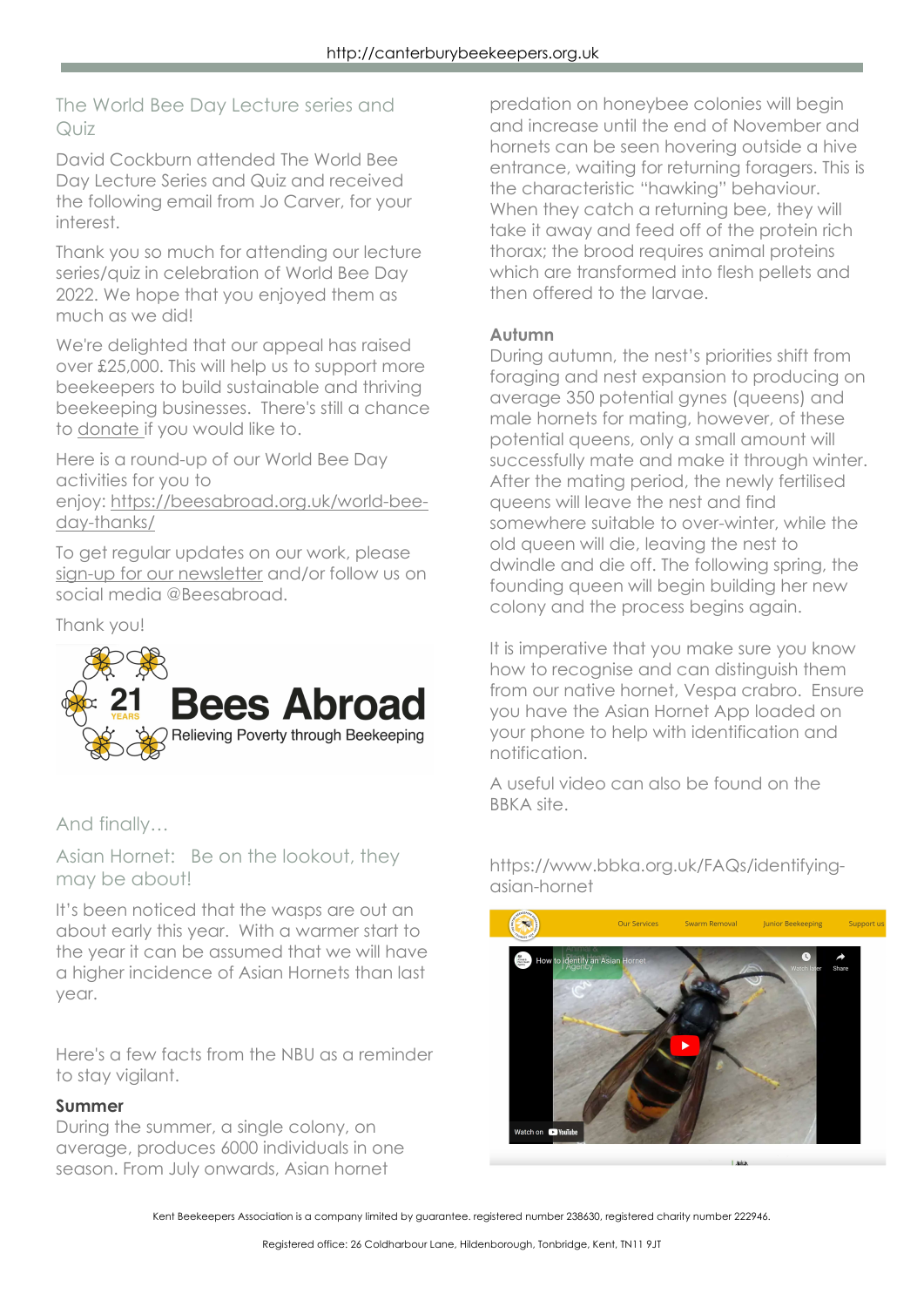## The World Bee Day Lecture series and Quiz

David Cockburn attended The World Bee Day Lecture Series and Quiz and received the following email from Jo Carver, for your interest.

Thank you so much for attending our lecture series/quiz in celebration of World Bee Day 2022. We hope that you enjoyed them as much as we did!

We're delighted that our appeal has raised over £25,000. This will help us to support more beekeepers to build sustainable and thriving beekeeping businesses. There's still a chance to donate if you would like to.

Here is a round-up of our World Bee Day activities for you to enjoy: https://beesabroad.org.uk/world-bee-day-thanks/

To get regular updates on our work, please sign-up for our newsletter and/or follow us on social media @Beesabroad.

Thank you!

21 YEARS Bees Abroad
Relieving Poverty through Beekeeping

## And finally…

## Asian Hornet: Be on the lookout, they may be about!

It's been noticed that the wasps are out an about early this year. With a warmer start to the year it can be assumed that we will have a higher incidence of Asian Hornets than last year.

Here's a few facts from the NBU as a reminder to stay vigilant.

**Summer**

During the summer, a single colony, on average, produces 6000 individuals in one season. From July onwards, Asian hornet predation on honeybee colonies will begin and increase until the end of November and hornets can be seen hovering outside a hive entrance, waiting for returning foragers. This is the characteristic "hawking" behaviour. When they catch a returning bee, they will take it away and feed off of the protein rich thorax; the brood requires animal proteins which are transformed into flesh pellets and then offered to the larvae.

**Autumn**

During autumn, the nest's priorities shift from foraging and nest expansion to producing on average 350 potential gynes (queens) and male hornets for mating, however, of these potential queens, only a small amount will successfully mate and make it through winter. After the mating period, the newly fertilised queens will leave the nest and find somewhere suitable to over-winter, while the old queen will die, leaving the nest to dwindle and die off. The following spring, the founding queen will begin building her new colony and the process begins again.

It is imperative that you make sure you know how to recognise and can distinguish them from our native hornet, Vespa crabro. Ensure you have the Asian Hornet App loaded on your phone to help with identification and notification.

A useful video can also be found on the BBKA site.

https://www.bbka.org.uk/FAQs/identifying-asian-hornet

Our Services Swarm Removal Junior Beekeeping Support us

How to identify an Asian Hornet

Watch on YouTube

Kent Beekeepers Association is a company limited by guarantee. registered number 238630, registered charity number 222946.

Registered office: 26 Coldharbour Lane, Hildenborough, Tonbridge, Kent, TN11 9JT